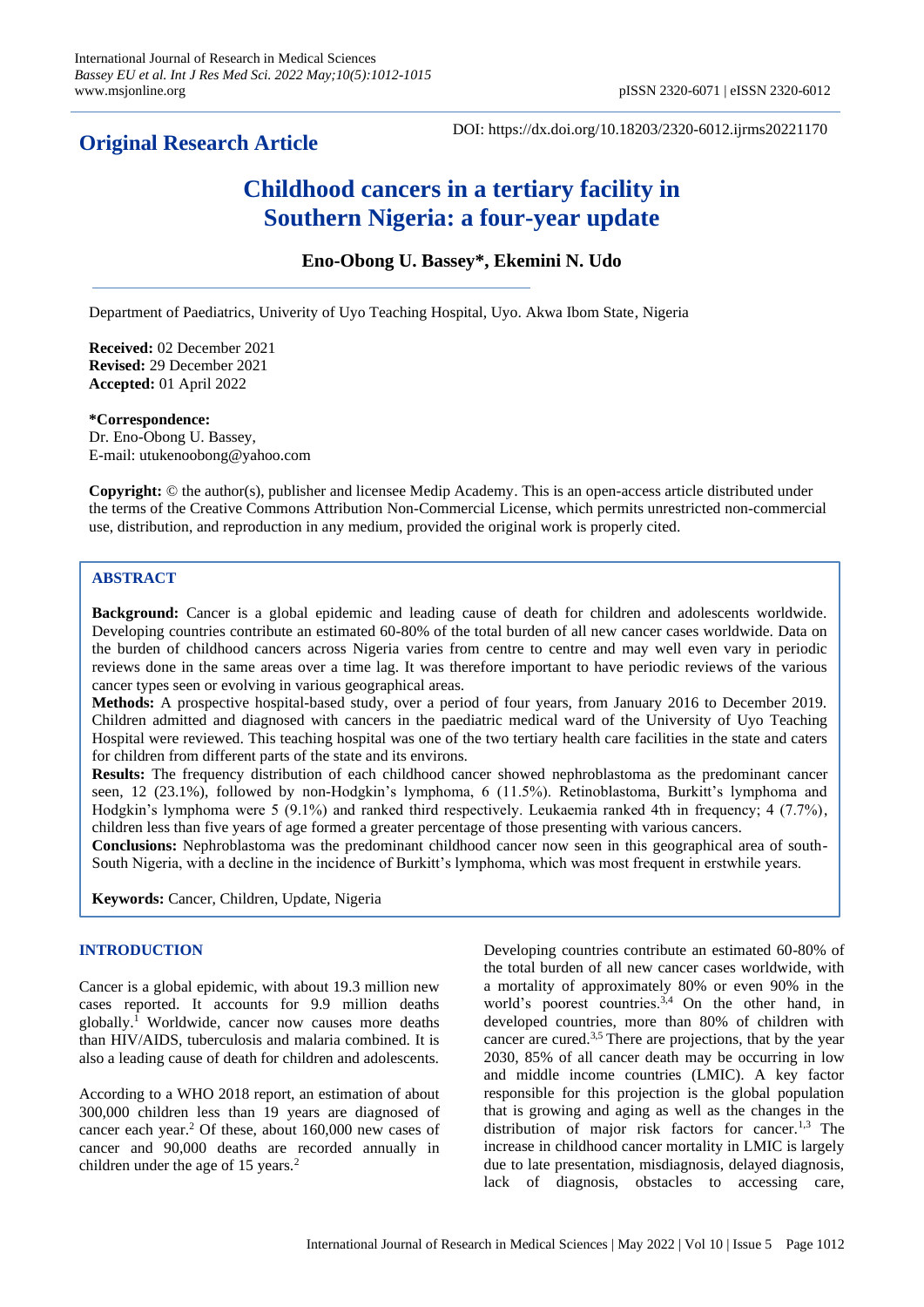## Original Research Article

DOI: https://dx.doi.org/10.18203/2320-6012.ijrms20221170

# Childhood cancers in a tertiary facility in Southern Nigeria: a four-year update

**Eno-Obong U. Bassey*, Ekemini N. Udo**

Department of Paediatrics, Univerity of Uyo Teaching Hospital, Uyo. Akwa Ibom State, Nigeria

**Received:** 02 December 2021
**Revised:** 29 December 2021
**Accepted:** 01 April 2022

***Correspondence:**
Dr. Eno-Obong U. Bassey,
E-mail: utukenoobong@yahoo.com

**Copyright:** © the author(s), publisher and licensee Medip Academy. This is an open-access article distributed under the terms of the Creative Commons Attribution Non-Commercial License, which permits unrestricted non-commercial use, distribution, and reproduction in any medium, provided the original work is properly cited.

## ABSTRACT

**Background:** Cancer is a global epidemic and leading cause of death for children and adolescents worldwide. Developing countries contribute an estimated 60-80% of the total burden of all new cancer cases worldwide. Data on the burden of childhood cancers across Nigeria varies from centre to centre and may well even vary in periodic reviews done in the same areas over a time lag. It was therefore important to have periodic reviews of the various cancer types seen or evolving in various geographical areas.

**Methods:** A prospective hospital-based study, over a period of four years, from January 2016 to December 2019. Children admitted and diagnosed with cancers in the paediatric medical ward of the University of Uyo Teaching Hospital were reviewed. This teaching hospital was one of the two tertiary health care facilities in the state and caters for children from different parts of the state and its environs.

**Results:** The frequency distribution of each childhood cancer showed nephroblastoma as the predominant cancer seen, 12 (23.1%), followed by non-Hodgkin's lymphoma, 6 (11.5%). Retinoblastoma, Burkitt's lymphoma and Hodgkin's lymphoma were 5 (9.1%) and ranked third respectively. Leukaemia ranked 4th in frequency; 4 (7.7%), children less than five years of age formed a greater percentage of those presenting with various cancers.

**Conclusions:** Nephroblastoma was the predominant childhood cancer now seen in this geographical area of south-South Nigeria, with a decline in the incidence of Burkitt's lymphoma, which was most frequent in erstwhile years.

**Keywords:** Cancer, Children, Update, Nigeria

## INTRODUCTION

Cancer is a global epidemic, with about 19.3 million new cases reported. It accounts for 9.9 million deaths globally.[1] Worldwide, cancer now causes more deaths than HIV/AIDS, tuberculosis and malaria combined. It is also a leading cause of death for children and adolescents.

According to a WHO 2018 report, an estimation of about 300,000 children less than 19 years are diagnosed of cancer each year.[2] Of these, about 160,000 new cases of cancer and 90,000 deaths are recorded annually in children under the age of 15 years.[2]

Developing countries contribute an estimated 60-80% of the total burden of all new cancer cases worldwide, with a mortality of approximately 80% or even 90% in the world's poorest countries.[3,4] On the other hand, in developed countries, more than 80% of children with cancer are cured.[3,5] There are projections, that by the year 2030, 85% of all cancer death may be occurring in low and middle income countries (LMIC). A key factor responsible for this projection is the global population that is growing and aging as well as the changes in the distribution of major risk factors for cancer.[1,3] The increase in childhood cancer mortality in LMIC is largely due to late presentation, misdiagnosis, delayed diagnosis, lack of diagnosis, obstacles to accessing care,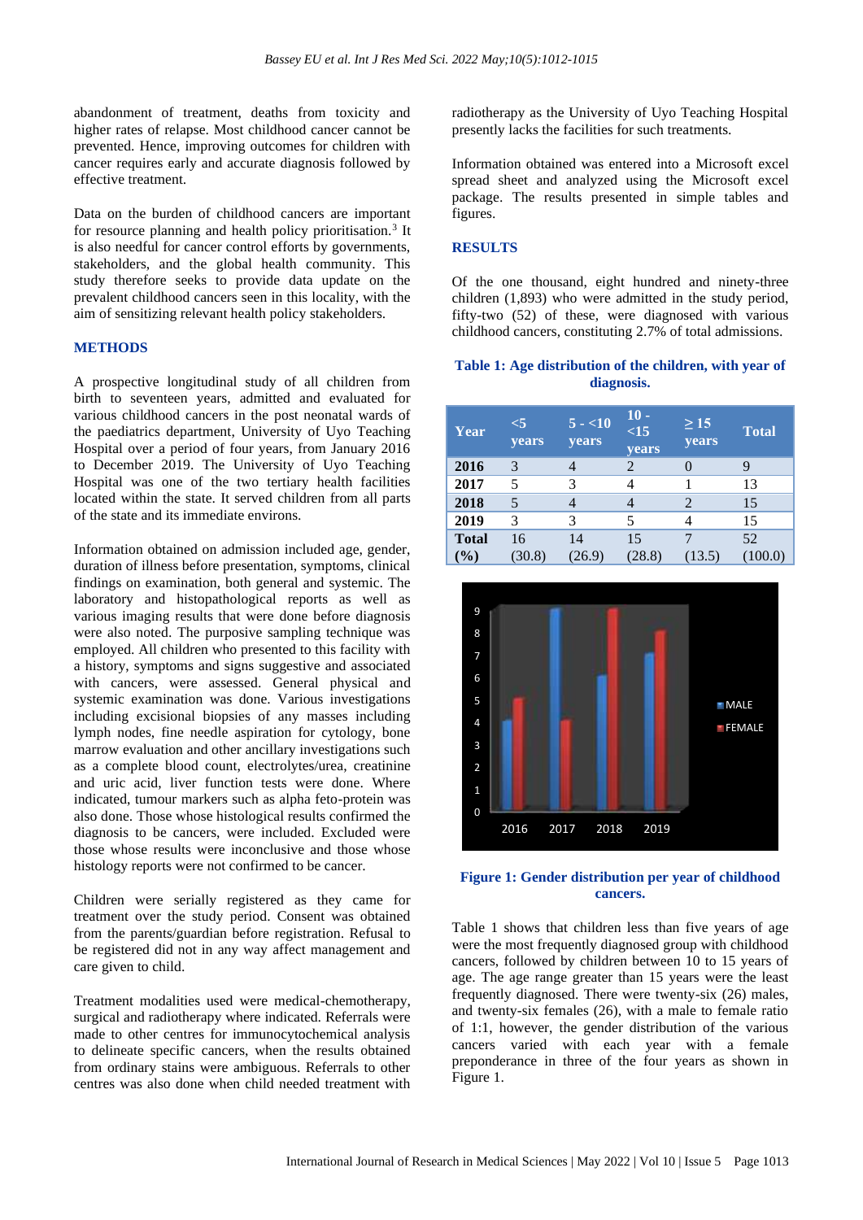abandonment of treatment, deaths from toxicity and higher rates of relapse. Most childhood cancer cannot be prevented. Hence, improving outcomes for children with cancer requires early and accurate diagnosis followed by effective treatment.

Data on the burden of childhood cancers are important for resource planning and health policy prioritisation.[3] It is also needful for cancer control efforts by governments, stakeholders, and the global health community. This study therefore seeks to provide data update on the prevalent childhood cancers seen in this locality, with the aim of sensitizing relevant health policy stakeholders.

## METHODS

A prospective longitudinal study of all children from birth to seventeen years, admitted and evaluated for various childhood cancers in the post neonatal wards of the paediatrics department, University of Uyo Teaching Hospital over a period of four years, from January 2016 to December 2019. The University of Uyo Teaching Hospital was one of the two tertiary health facilities located within the state. It served children from all parts of the state and its immediate environs.

Information obtained on admission included age, gender, duration of illness before presentation, symptoms, clinical findings on examination, both general and systemic. The laboratory and histopathological reports as well as various imaging results that were done before diagnosis were also noted. The purposive sampling technique was employed. All children who presented to this facility with a history, symptoms and signs suggestive and associated with cancers, were assessed. General physical and systemic examination was done. Various investigations including excisional biopsies of any masses including lymph nodes, fine needle aspiration for cytology, bone marrow evaluation and other ancillary investigations such as a complete blood count, electrolytes/urea, creatinine and uric acid, liver function tests were done. Where indicated, tumour markers such as alpha feto-protein was also done. Those whose histological results confirmed the diagnosis to be cancers, were included. Excluded were those whose results were inconclusive and those whose histology reports were not confirmed to be cancer.

Children were serially registered as they came for treatment over the study period. Consent was obtained from the parents/guardian before registration. Refusal to be registered did not in any way affect management and care given to child.

Treatment modalities used were medical-chemotherapy, surgical and radiotherapy where indicated. Referrals were made to other centres for immunocytochemical analysis to delineate specific cancers, when the results obtained from ordinary stains were ambiguous. Referrals to other centres was also done when child needed treatment with radiotherapy as the University of Uyo Teaching Hospital presently lacks the facilities for such treatments.

Information obtained was entered into a Microsoft excel spread sheet and analyzed using the Microsoft excel package. The results presented in simple tables and figures.

## RESULTS

Of the one thousand, eight hundred and ninety-three children (1,893) who were admitted in the study period, fifty-two (52) of these, were diagnosed with various childhood cancers, constituting 2.7% of total admissions.

**Table 1: Age distribution of the children, with year of diagnosis.**

| Year | <5 years | 5 - <10 years | 10 - <15 years | ≥ 15 years | Total |
|---|---|---|---|---|---|
| **2016** | 3 | 4 | 2 | 0 | 9 |
| **2017** | 5 | 3 | 4 | 1 | 13 |
| **2018** | 5 | 4 | 4 | 2 | 15 |
| **2019** | 3 | 3 | 5 | 4 | 15 |
| **Total (%)** | 16 (30.8) | 14 (26.9) | 15 (28.8) | 7 (13.5) | 52 (100.0) |

9
8
7
6
5
4
3
2
1
0
2016 2017 2018 2019
MALE
FEMALE

**Figure 1: Gender distribution per year of childhood cancers.**

Table 1 shows that children less than five years of age were the most frequently diagnosed group with childhood cancers, followed by children between 10 to 15 years of age. The age range greater than 15 years were the least frequently diagnosed. There were twenty-six (26) males, and twenty-six females (26), with a male to female ratio of 1:1, however, the gender distribution of the various cancers varied with each year with a female preponderance in three of the four years as shown in Figure 1.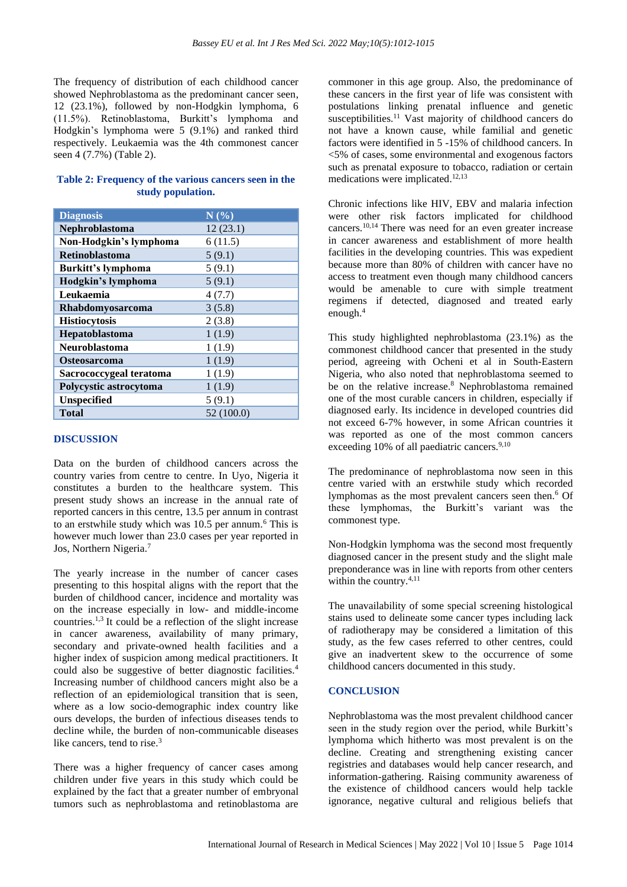The frequency of distribution of each childhood cancer showed Nephroblastoma as the predominant cancer seen, 12 (23.1%), followed by non-Hodgkin lymphoma, 6 (11.5%). Retinoblastoma, Burkitt's lymphoma and Hodgkin's lymphoma were 5 (9.1%) and ranked third respectively. Leukaemia was the 4th commonest cancer seen 4 (7.7%) (Table 2).

**Table 2: Frequency of the various cancers seen in the study population.**

| Diagnosis | N (%) |
|---|---|
| **Nephroblastoma** | 12 (23.1) |
| **Non-Hodgkin's lymphoma** | 6 (11.5) |
| **Retinoblastoma** | 5 (9.1) |
| **Burkitt's lymphoma** | 5 (9.1) |
| **Hodgkin's lymphoma** | 5 (9.1) |
| **Leukaemia** | 4 (7.7) |
| **Rhabdomyosarcoma** | 3 (5.8) |
| **Histiocytosis** | 2 (3.8) |
| **Hepatoblastoma** | 1 (1.9) |
| **Neuroblastoma** | 1 (1.9) |
| **Osteosarcoma** | 1 (1.9) |
| **Sacrococcygeal teratoma** | 1 (1.9) |
| **Polycystic astrocytoma** | 1 (1.9) |
| **Unspecified** | 5 (9.1) |
| **Total** | 52 (100.0) |

## DISCUSSION

Data on the burden of childhood cancers across the country varies from centre to centre. In Uyo, Nigeria it constitutes a burden to the healthcare system. This present study shows an increase in the annual rate of reported cancers in this centre, 13.5 per annum in contrast to an erstwhile study which was 10.5 per annum.[6] This is however much lower than 23.0 cases per year reported in Jos, Northern Nigeria.[7]

The yearly increase in the number of cancer cases presenting to this hospital aligns with the report that the burden of childhood cancer, incidence and mortality was on the increase especially in low- and middle-income countries.[1,3] It could be a reflection of the slight increase in cancer awareness, availability of many primary, secondary and private-owned health facilities and a higher index of suspicion among medical practitioners. It could also be suggestive of better diagnostic facilities.[4] Increasing number of childhood cancers might also be a reflection of an epidemiological transition that is seen, where as a low socio-demographic index country like ours develops, the burden of infectious diseases tends to decline while, the burden of non-communicable diseases like cancers, tend to rise.[3]

There was a higher frequency of cancer cases among children under five years in this study which could be explained by the fact that a greater number of embryonal tumors such as nephroblastoma and retinoblastoma are commoner in this age group. Also, the predominance of these cancers in the first year of life was consistent with postulations linking prenatal influence and genetic susceptibilities.[11] Vast majority of childhood cancers do not have a known cause, while familial and genetic factors were identified in 5 -15% of childhood cancers. In <5% of cases, some environmental and exogenous factors such as prenatal exposure to tobacco, radiation or certain medications were implicated.[12,13]

Chronic infections like HIV, EBV and malaria infection were other risk factors implicated for childhood cancers.[10,14] There was need for an even greater increase in cancer awareness and establishment of more health facilities in the developing countries. This was expedient because more than 80% of children with cancer have no access to treatment even though many childhood cancers would be amenable to cure with simple treatment regimens if detected, diagnosed and treated early enough.[4]

This study highlighted nephroblastoma (23.1%) as the commonest childhood cancer that presented in the study period, agreeing with Ocheni et al in South-Eastern Nigeria, who also noted that nephroblastoma seemed to be on the relative increase.[8] Nephroblastoma remained one of the most curable cancers in children, especially if diagnosed early. Its incidence in developed countries did not exceed 6-7% however, in some African countries it was reported as one of the most common cancers exceeding 10% of all paediatric cancers.[9,10]

The predominance of nephroblastoma now seen in this centre varied with an erstwhile study which recorded lymphomas as the most prevalent cancers seen then.[6] Of these lymphomas, the Burkitt's variant was the commonest type.

Non-Hodgkin lymphoma was the second most frequently diagnosed cancer in the present study and the slight male preponderance was in line with reports from other centers within the country.[4,11]

The unavailability of some special screening histological stains used to delineate some cancer types including lack of radiotherapy may be considered a limitation of this study, as the few cases referred to other centres, could give an inadvertent skew to the occurrence of some childhood cancers documented in this study.

## CONCLUSION

Nephroblastoma was the most prevalent childhood cancer seen in the study region over the period, while Burkitt's lymphoma which hitherto was most prevalent is on the decline. Creating and strengthening existing cancer registries and databases would help cancer research, and information-gathering. Raising community awareness of the existence of childhood cancers would help tackle ignorance, negative cultural and religious beliefs that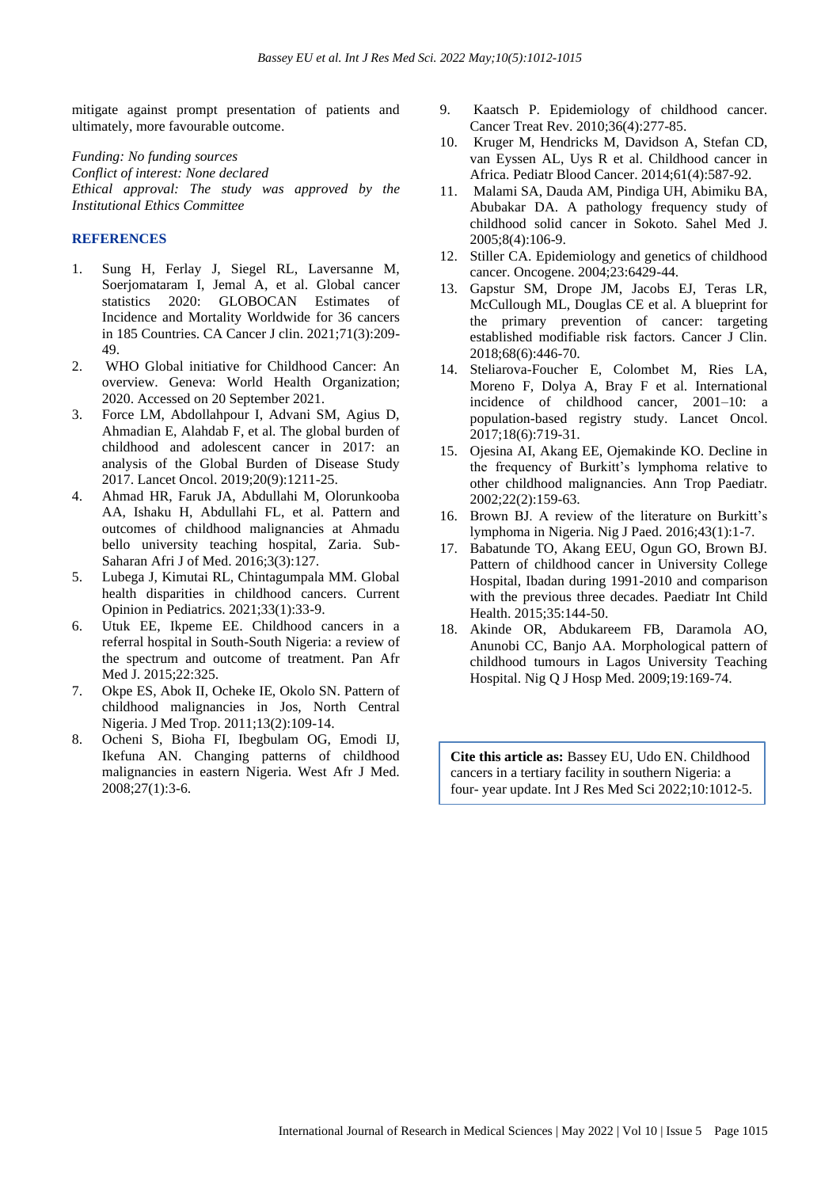mitigate against prompt presentation of patients and ultimately, more favourable outcome.

*Funding: No funding sources*
*Conflict of interest: None declared*
*Ethical approval: The study was approved by the Institutional Ethics Committee*

## REFERENCES

1. Sung H, Ferlay J, Siegel RL, Laversanne M, Soerjomataram I, Jemal A, et al. Global cancer statistics 2020: GLOBOCAN Estimates of Incidence and Mortality Worldwide for 36 cancers in 185 Countries. CA Cancer J clin. 2021;71(3):209-49.
2. WHO Global initiative for Childhood Cancer: An overview. Geneva: World Health Organization; 2020. Accessed on 20 September 2021.
3. Force LM, Abdollahpour I, Advani SM, Agius D, Ahmadian E, Alahdab F, et al. The global burden of childhood and adolescent cancer in 2017: an analysis of the Global Burden of Disease Study 2017. Lancet Oncol. 2019;20(9):1211-25.
4. Ahmad HR, Faruk JA, Abdullahi M, Olorunkooba AA, Ishaku H, Abdullahi FL, et al. Pattern and outcomes of childhood malignancies at Ahmadu bello university teaching hospital, Zaria. Sub-Saharan Afri J of Med. 2016;3(3):127.
5. Lubega J, Kimutai RL, Chintagumpala MM. Global health disparities in childhood cancers. Current Opinion in Pediatrics. 2021;33(1):33-9.
6. Utuk EE, Ikpeme EE. Childhood cancers in a referral hospital in South-South Nigeria: a review of the spectrum and outcome of treatment. Pan Afr Med J. 2015;22:325.
7. Okpe ES, Abok II, Ocheke IE, Okolo SN. Pattern of childhood malignancies in Jos, North Central Nigeria. J Med Trop. 2011;13(2):109-14.
8. Ocheni S, Bioha FI, Ibegbulam OG, Emodi IJ, Ikefuna AN. Changing patterns of childhood malignancies in eastern Nigeria. West Afr J Med. 2008;27(1):3-6.
9. Kaatsch P. Epidemiology of childhood cancer. Cancer Treat Rev. 2010;36(4):277-85.
10. Kruger M, Hendricks M, Davidson A, Stefan CD, van Eyssen AL, Uys R et al. Childhood cancer in Africa. Pediatr Blood Cancer. 2014;61(4):587-92.
11. Malami SA, Dauda AM, Pindiga UH, Abimiku BA, Abubakar DA. A pathology frequency study of childhood solid cancer in Sokoto. Sahel Med J. 2005;8(4):106-9.
12. Stiller CA. Epidemiology and genetics of childhood cancer. Oncogene. 2004;23:6429-44.
13. Gapstur SM, Drope JM, Jacobs EJ, Teras LR, McCullough ML, Douglas CE et al. A blueprint for the primary prevention of cancer: targeting established modifiable risk factors. Cancer J Clin. 2018;68(6):446-70.
14. Steliarova-Foucher E, Colombet M, Ries LA, Moreno F, Dolya A, Bray F et al. International incidence of childhood cancer, 2001–10: a population-based registry study. Lancet Oncol. 2017;18(6):719-31.
15. Ojesina AI, Akang EE, Ojemakinde KO. Decline in the frequency of Burkitt's lymphoma relative to other childhood malignancies. Ann Trop Paediatr. 2002;22(2):159-63.
16. Brown BJ. A review of the literature on Burkitt's lymphoma in Nigeria. Nig J Paed. 2016;43(1):1-7.
17. Babatunde TO, Akang EEU, Ogun GO, Brown BJ. Pattern of childhood cancer in University College Hospital, Ibadan during 1991-2010 and comparison with the previous three decades. Paediatr Int Child Health. 2015;35:144-50.
18. Akinde OR, Abdukareem FB, Daramola AO, Anunobi CC, Banjo AA. Morphological pattern of childhood tumours in Lagos University Teaching Hospital. Nig Q J Hosp Med. 2009;19:169-74.

**Cite this article as:** Bassey EU, Udo EN. Childhood cancers in a tertiary facility in southern Nigeria: a four- year update. Int J Res Med Sci 2022;10:1012-5.